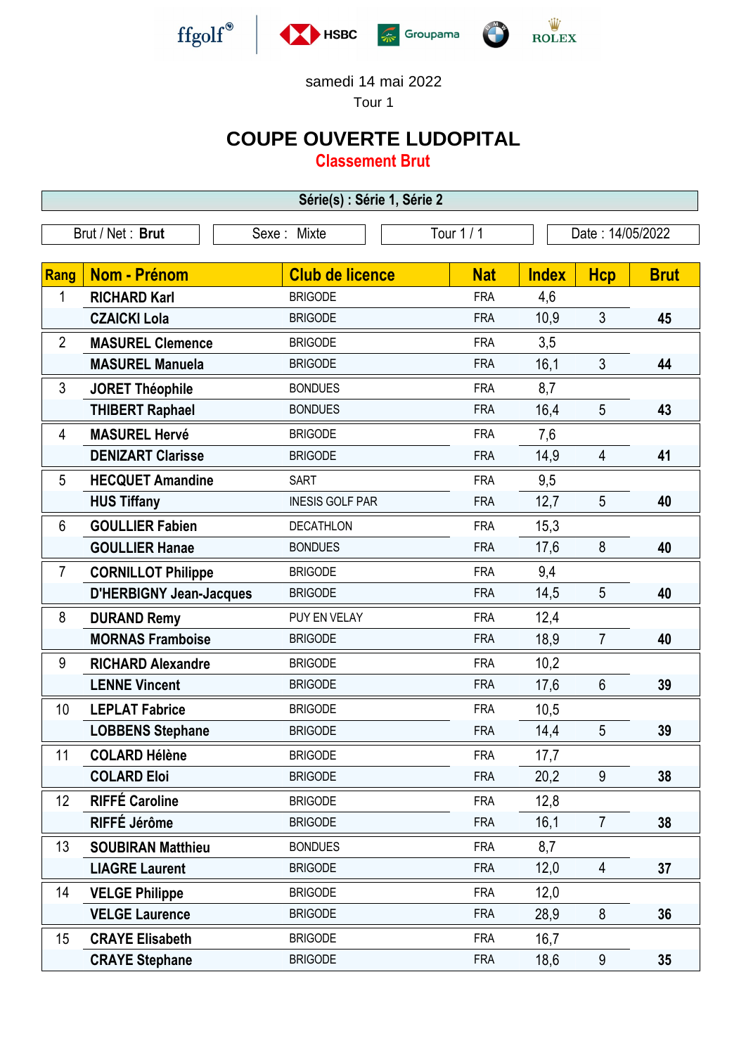ffgolf HSBC Groupama ROLEX

samedi 14 mai 2022

Tour 1

# COUPE OUVERTE LUDOPITAL

## Classement Brut

**Série(s) : Série 1, Série 2**

Brut / Net : **Brut** | Sexe : Mixte | Tour 1 / 1 | Date : 14/05/2022

| Rang | Nom - Prénom | Club de licence | Nat | Index | Hcp | Brut |
|---|---|---|---|---|---|---|
| 1 | **RICHARD Karl** | BRIGODE | FRA | 4,6 | | |
| | **CZAICKI Lola** | BRIGODE | FRA | 10,9 | 3 | **45** |
| 2 | **MASUREL Clemence** | BRIGODE | FRA | 3,5 | | |
| | **MASUREL Manuela** | BRIGODE | FRA | 16,1 | 3 | **44** |
| 3 | **JORET Théophile** | BONDUES | FRA | 8,7 | | |
| | **THIBERT Raphael** | BONDUES | FRA | 16,4 | 5 | **43** |
| 4 | **MASUREL Hervé** | BRIGODE | FRA | 7,6 | | |
| | **DENIZART Clarisse** | BRIGODE | FRA | 14,9 | 4 | **41** |
| 5 | **HECQUET Amandine** | SART | FRA | 9,5 | | |
| | **HUS Tiffany** | INESIS GOLF PAR | FRA | 12,7 | 5 | **40** |
| 6 | **GOULLIER Fabien** | DECATHLON | FRA | 15,3 | | |
| | **GOULLIER Hanae** | BONDUES | FRA | 17,6 | 8 | **40** |
| 7 | **CORNILLOT Philippe** | BRIGODE | FRA | 9,4 | | |
| | **D'HERBIGNY Jean-Jacques** | BRIGODE | FRA | 14,5 | 5 | **40** |
| 8 | **DURAND Remy** | PUY EN VELAY | FRA | 12,4 | | |
| | **MORNAS Framboise** | BRIGODE | FRA | 18,9 | 7 | **40** |
| 9 | **RICHARD Alexandre** | BRIGODE | FRA | 10,2 | | |
| | **LENNE Vincent** | BRIGODE | FRA | 17,6 | 6 | **39** |
| 10 | **LEPLAT Fabrice** | BRIGODE | FRA | 10,5 | | |
| | **LOBBENS Stephane** | BRIGODE | FRA | 14,4 | 5 | **39** |
| 11 | **COLARD Hélène** | BRIGODE | FRA | 17,7 | | |
| | **COLARD Eloi** | BRIGODE | FRA | 20,2 | 9 | **38** |
| 12 | **RIFFÉ Caroline** | BRIGODE | FRA | 12,8 | | |
| | **RIFFÉ Jérôme** | BRIGODE | FRA | 16,1 | 7 | **38** |
| 13 | **SOUBIRAN Matthieu** | BONDUES | FRA | 8,7 | | |
| | **LIAGRE Laurent** | BRIGODE | FRA | 12,0 | 4 | **37** |
| 14 | **VELGE Philippe** | BRIGODE | FRA | 12,0 | | |
| | **VELGE Laurence** | BRIGODE | FRA | 28,9 | 8 | **36** |
| 15 | **CRAYE Elisabeth** | BRIGODE | FRA | 16,7 | | |
| | **CRAYE Stephane** | BRIGODE | FRA | 18,6 | 9 | **35** |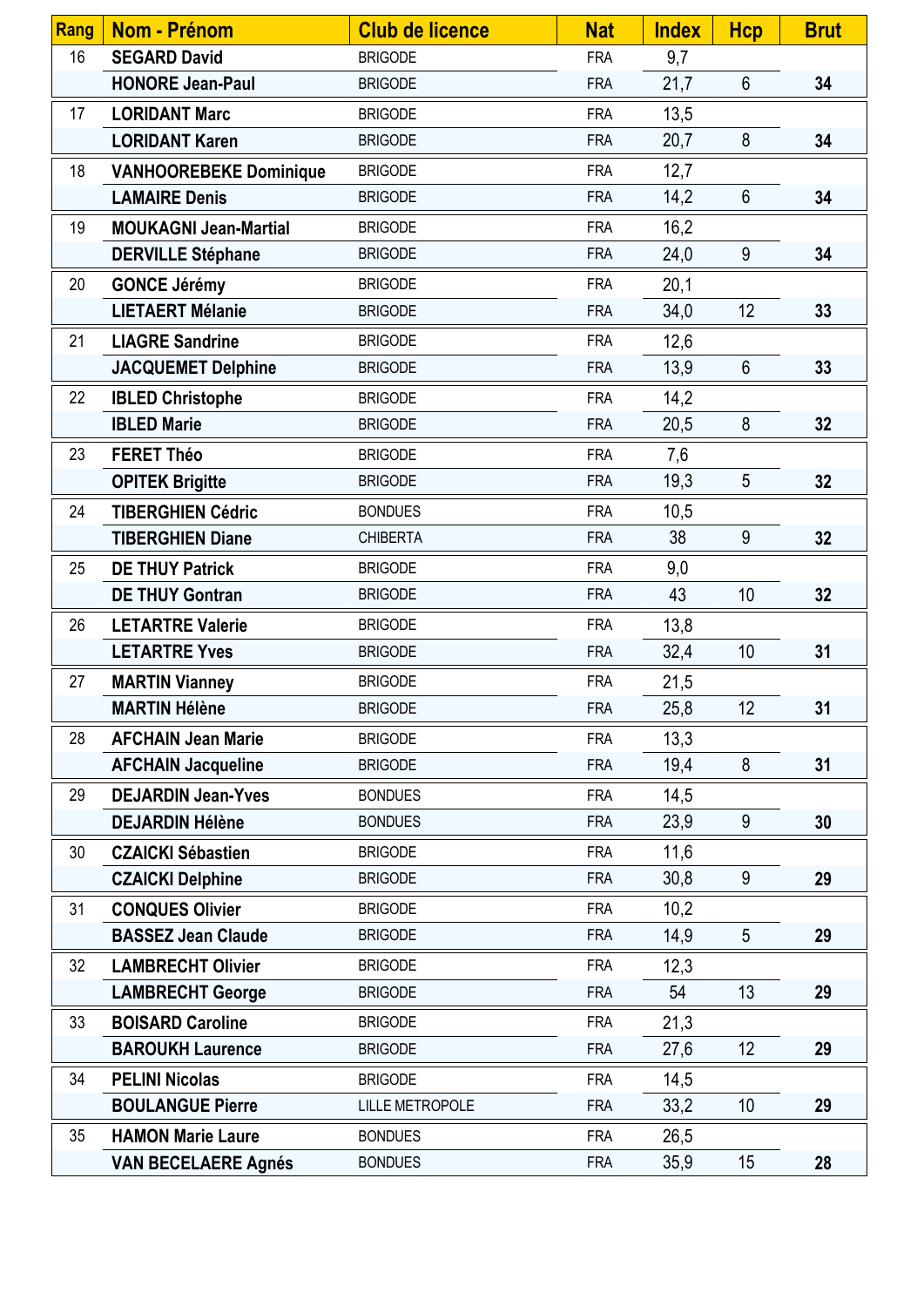| Rang | Nom - Prénom | Club de licence | Nat | Index | Hcp | Brut |
|---|---|---|---|---|---|---|
| 16 | **SEGARD David** | BRIGODE | FRA | 9,7 | | |
| | **HONORE Jean-Paul** | BRIGODE | FRA | 21,7 | 6 | **34** |
| 17 | **LORIDANT Marc** | BRIGODE | FRA | 13,5 | | |
| | **LORIDANT Karen** | BRIGODE | FRA | 20,7 | 8 | **34** |
| 18 | **VANHOOREBEKE Dominique** | BRIGODE | FRA | 12,7 | | |
| | **LAMAIRE Denis** | BRIGODE | FRA | 14,2 | 6 | **34** |
| 19 | **MOUKAGNI Jean-Martial** | BRIGODE | FRA | 16,2 | | |
| | **DERVILLE Stéphane** | BRIGODE | FRA | 24,0 | 9 | **34** |
| 20 | **GONCE Jérémy** | BRIGODE | FRA | 20,1 | | |
| | **LIETAERT Mélanie** | BRIGODE | FRA | 34,0 | 12 | **33** |
| 21 | **LIAGRE Sandrine** | BRIGODE | FRA | 12,6 | | |
| | **JACQUEMET Delphine** | BRIGODE | FRA | 13,9 | 6 | **33** |
| 22 | **IBLED Christophe** | BRIGODE | FRA | 14,2 | | |
| | **IBLED Marie** | BRIGODE | FRA | 20,5 | 8 | **32** |
| 23 | **FERET Théo** | BRIGODE | FRA | 7,6 | | |
| | **OPITEK Brigitte** | BRIGODE | FRA | 19,3 | 5 | **32** |
| 24 | **TIBERGHIEN Cédric** | BONDUES | FRA | 10,5 | | |
| | **TIBERGHIEN Diane** | CHIBERTA | FRA | 38 | 9 | **32** |
| 25 | **DE THUY Patrick** | BRIGODE | FRA | 9,0 | | |
| | **DE THUY Gontran** | BRIGODE | FRA | 43 | 10 | **32** |
| 26 | **LETARTRE Valerie** | BRIGODE | FRA | 13,8 | | |
| | **LETARTRE Yves** | BRIGODE | FRA | 32,4 | 10 | **31** |
| 27 | **MARTIN Vianney** | BRIGODE | FRA | 21,5 | | |
| | **MARTIN Hélène** | BRIGODE | FRA | 25,8 | 12 | **31** |
| 28 | **AFCHAIN Jean Marie** | BRIGODE | FRA | 13,3 | | |
| | **AFCHAIN Jacqueline** | BRIGODE | FRA | 19,4 | 8 | **31** |
| 29 | **DEJARDIN Jean-Yves** | BONDUES | FRA | 14,5 | | |
| | **DEJARDIN Hélène** | BONDUES | FRA | 23,9 | 9 | **30** |
| 30 | **CZAICKI Sébastien** | BRIGODE | FRA | 11,6 | | |
| | **CZAICKI Delphine** | BRIGODE | FRA | 30,8 | 9 | **29** |
| 31 | **CONQUES Olivier** | BRIGODE | FRA | 10,2 | | |
| | **BASSEZ Jean Claude** | BRIGODE | FRA | 14,9 | 5 | **29** |
| 32 | **LAMBRECHT Olivier** | BRIGODE | FRA | 12,3 | | |
| | **LAMBRECHT George** | BRIGODE | FRA | 54 | 13 | **29** |
| 33 | **BOISARD Caroline** | BRIGODE | FRA | 21,3 | | |
| | **BAROUKH Laurence** | BRIGODE | FRA | 27,6 | 12 | **29** |
| 34 | **PELINI Nicolas** | BRIGODE | FRA | 14,5 | | |
| | **BOULANGUE Pierre** | LILLE METROPOLE | FRA | 33,2 | 10 | **29** |
| 35 | **HAMON Marie Laure** | BONDUES | FRA | 26,5 | | |
| | **VAN BECELAERE Agnés** | BONDUES | FRA | 35,9 | 15 | **28** |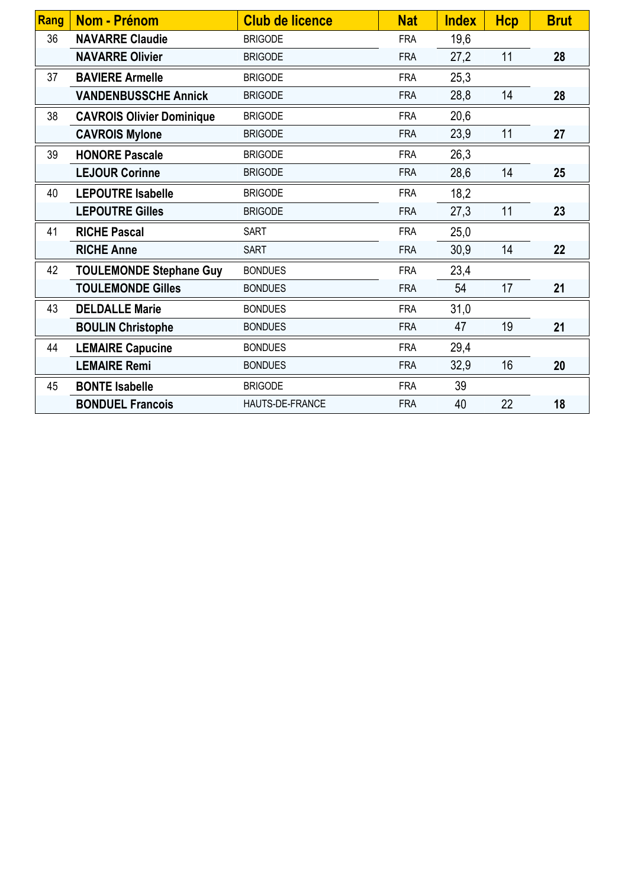| Rang | Nom - Prénom | Club de licence | Nat | Index | Hcp | Brut |
|---|---|---|---|---|---|---|
| 36 | **NAVARRE Claudie** | BRIGODE | FRA | 19,6 | | |
| | **NAVARRE Olivier** | BRIGODE | FRA | 27,2 | 11 | **28** |
| 37 | **BAVIERE Armelle** | BRIGODE | FRA | 25,3 | | |
| | **VANDENBUSSCHE Annick** | BRIGODE | FRA | 28,8 | 14 | **28** |
| 38 | **CAVROIS Olivier Dominique** | BRIGODE | FRA | 20,6 | | |
| | **CAVROIS Mylone** | BRIGODE | FRA | 23,9 | 11 | **27** |
| 39 | **HONORE Pascale** | BRIGODE | FRA | 26,3 | | |
| | **LEJOUR Corinne** | BRIGODE | FRA | 28,6 | 14 | **25** |
| 40 | **LEPOUTRE Isabelle** | BRIGODE | FRA | 18,2 | | |
| | **LEPOUTRE Gilles** | BRIGODE | FRA | 27,3 | 11 | **23** |
| 41 | **RICHE Pascal** | SART | FRA | 25,0 | | |
| | **RICHE Anne** | SART | FRA | 30,9 | 14 | **22** |
| 42 | **TOULEMONDE Stephane Guy** | BONDUES | FRA | 23,4 | | |
| | **TOULEMONDE Gilles** | BONDUES | FRA | 54 | 17 | **21** |
| 43 | **DELDALLE Marie** | BONDUES | FRA | 31,0 | | |
| | **BOULIN Christophe** | BONDUES | FRA | 47 | 19 | **21** |
| 44 | **LEMAIRE Capucine** | BONDUES | FRA | 29,4 | | |
| | **LEMAIRE Remi** | BONDUES | FRA | 32,9 | 16 | **20** |
| 45 | **BONTE Isabelle** | BRIGODE | FRA | 39 | | |
| | **BONDUEL Francois** | HAUTS-DE-FRANCE | FRA | 40 | 22 | **18** |